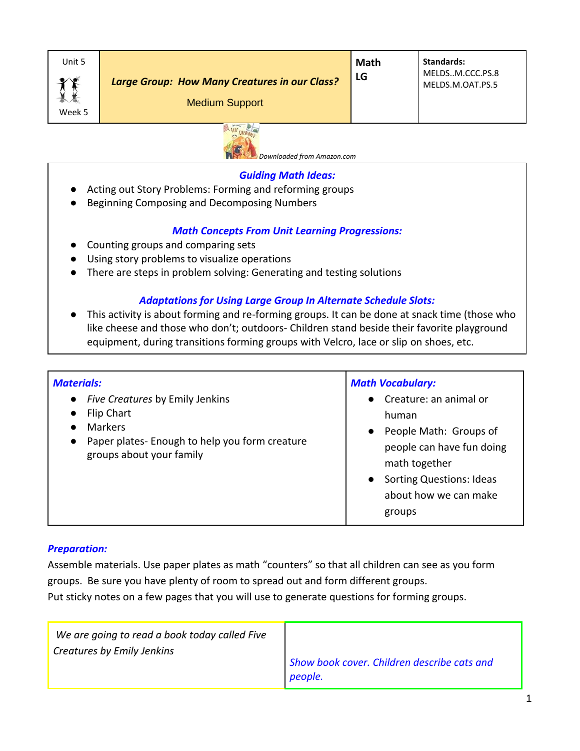| Unit 5<br><br>Week 5 | ***Large Group: How Many Creatures in our Class?***<br><br>Medium Support | **Math LG** | **Standards:**<br>MELDS..M.CCC.PS.8<br>MELDS.M.OAT.PS.5 |
|---|---|---|---|

*Downloaded from Amazon.com*

***Guiding Math Ideas:***

- Acting out Story Problems: Forming and reforming groups
- Beginning Composing and Decomposing Numbers

***Math Concepts From Unit Learning Progressions:***

- Counting groups and comparing sets
- Using story problems to visualize operations
- There are steps in problem solving: Generating and testing solutions

***Adaptations for Using Large Group In Alternate Schedule Slots:***

- This activity is about forming and re-forming groups. It can be done at snack time (those who like cheese and those who don't; outdoors- Children stand beside their favorite playground equipment, during transitions forming groups with Velcro, lace or slip on shoes, etc.

| ***Materials:*** | ***Math Vocabulary:*** |
|---|---|
| • *Five Creatures* by Emily Jenkins<br>• Flip Chart<br>• Markers<br>• Paper plates- Enough to help you form creature groups about your family | • Creature: an animal or human<br>• People Math: Groups of people can have fun doing math together<br>• Sorting Questions: Ideas about how we can make groups |

***Preparation:***

Assemble materials. Use paper plates as math "counters" so that all children can see as you form groups. Be sure you have plenty of room to spread out and form different groups.
Put sticky notes on a few pages that you will use to generate questions for forming groups.

| | |
|---|---|
| *We are going to read a book today called Five Creatures by Emily Jenkins* | *Show book cover. Children describe cats and people.* |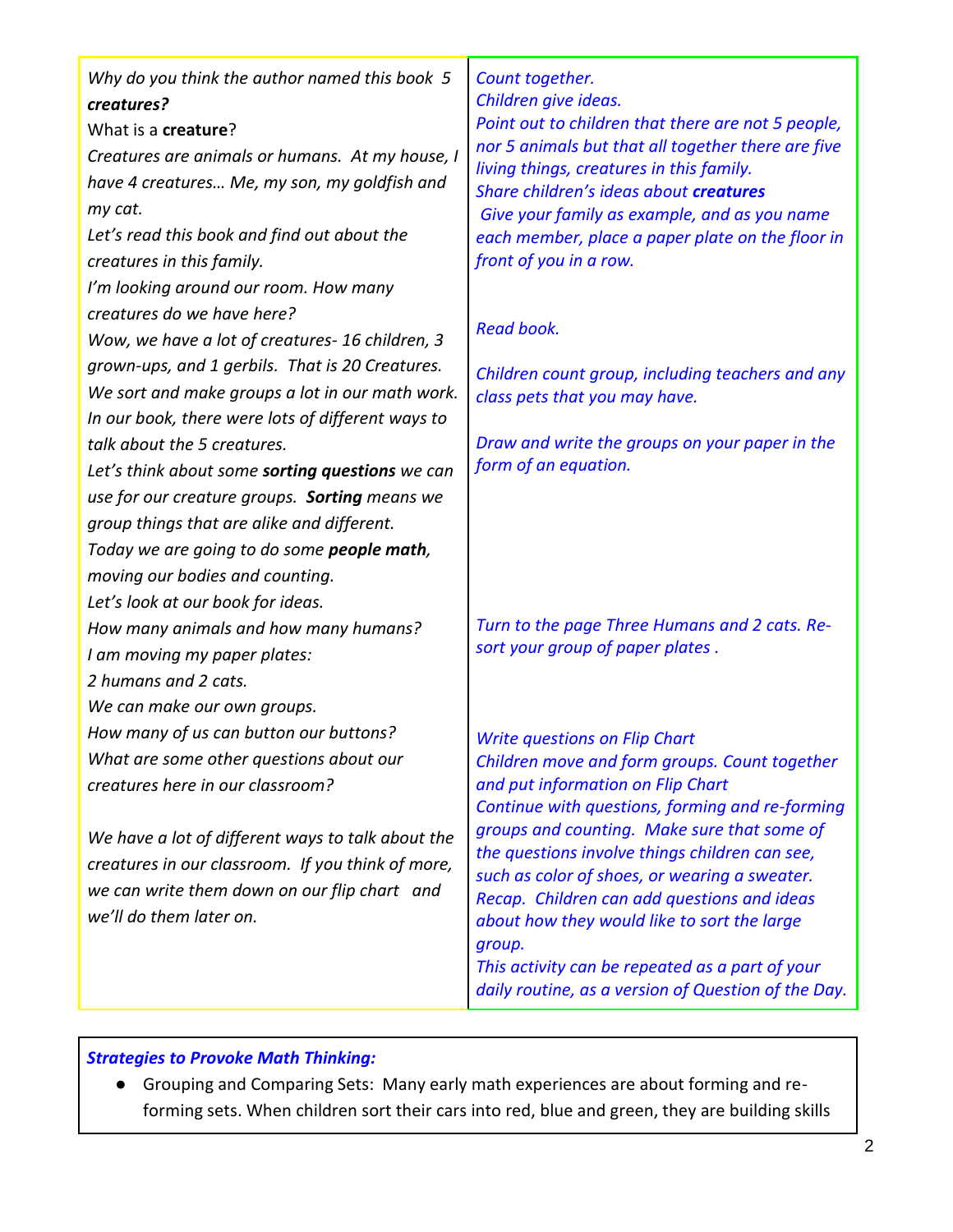| | |
|---|---|
| *Why do you think the author named this book 5* ***creatures?***<br>What is a **creature**?<br>*Creatures are animals or humans. At my house, I have 4 creatures… Me, my son, my goldfish and my cat.*<br>*Let's read this book and find out about the creatures in this family.* | *Count together.*<br>*Children give ideas.*<br>*Point out to children that there are not 5 people, nor 5 animals but that all together there are five living things, creatures in this family.*<br>*Share children's ideas about* ***creatures***<br>*Give your family as example, and as you name each member, place a paper plate on the floor in front of you in a row.*<br><br>*Read book.* |
| *I'm looking around our room. How many creatures do we have here?*<br>*Wow, we have a lot of creatures- 16 children, 3 grown-ups, and 1 gerbils. That is 20 Creatures.* | *Children count group, including teachers and any class pets that you may have.*<br><br>*Draw and write the groups on your paper in the form of an equation.* |
| *We sort and make groups a lot in our math work. In our book, there were lots of different ways to talk about the 5 creatures.*<br>*Let's think about some* ***sorting questions*** *we can use for our creature groups.* ***Sorting*** *means we group things that are alike and different.*<br>*Today we are going to do some* ***people math****, moving our bodies and counting.*<br>*Let's look at our book for ideas.*<br>*How many animals and how many humans?*<br>*I am moving my paper plates:*<br>*2 humans and 2 cats.* | *Turn to the page Three Humans and 2 cats. Re-sort your group of paper plates .* |
| *We can make our own groups.*<br>*How many of us can button our buttons?*<br>*What are some other questions about our creatures here in our classroom?*<br><br>*We have a lot of different ways to talk about the creatures in our classroom. If you think of more, we can write them down on our flip chart and we'll do them later on.* | *Write questions on Flip Chart*<br>*Children move and form groups. Count together and put information on Flip Chart*<br>*Continue with questions, forming and re-forming groups and counting. Make sure that some of the questions involve things children can see, such as color of shoes, or wearing a sweater.*<br>*Recap. Children can add questions and ideas about how they would like to sort the large group.*<br>*This activity can be repeated as a part of your daily routine, as a version of Question of the Day.* |

***Strategies to Provoke Math Thinking:***

- Grouping and Comparing Sets: Many early math experiences are about forming and re-forming sets. When children sort their cars into red, blue and green, they are building skills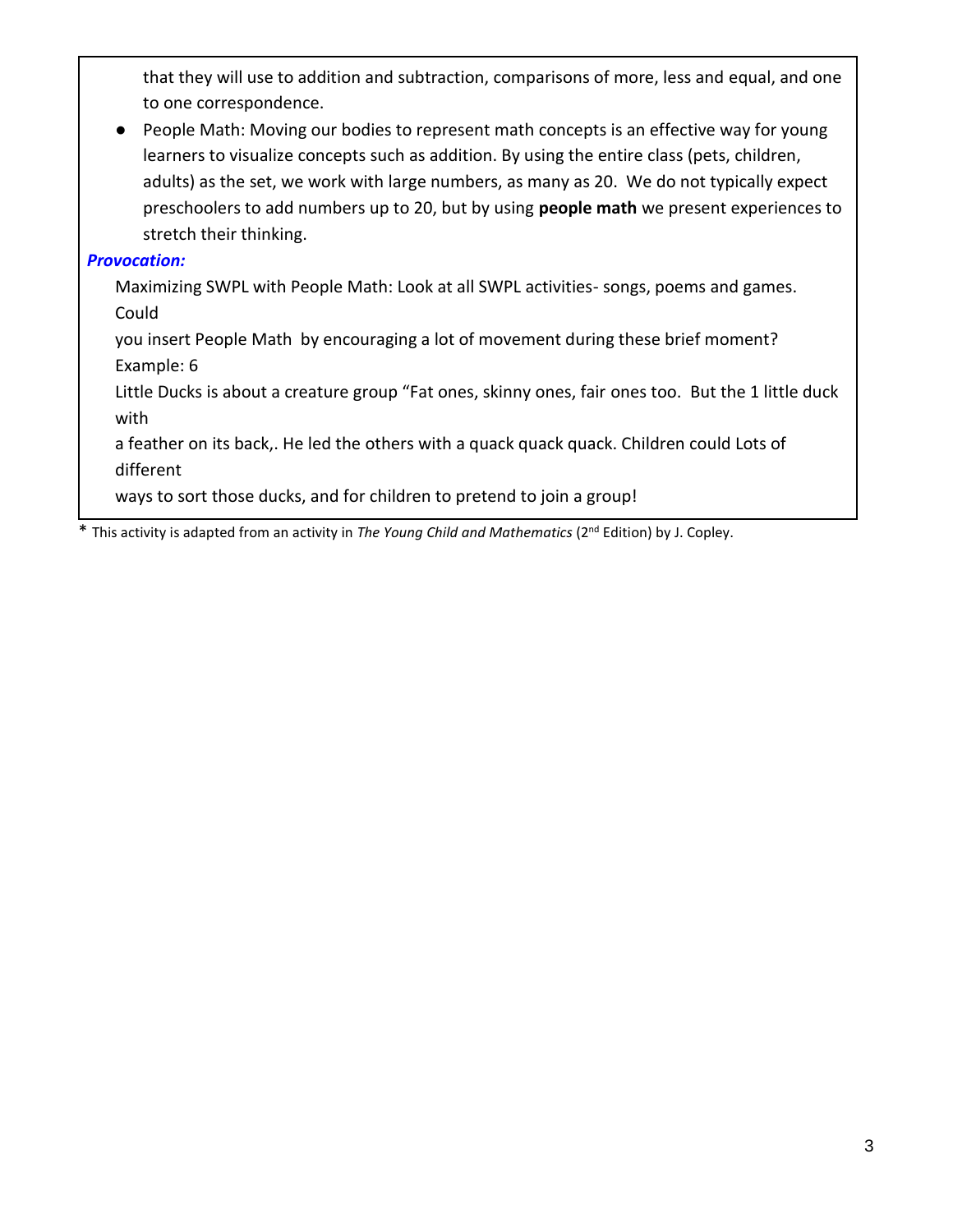that they will use to addition and subtraction, comparisons of more, less and equal, and one to one correspondence.

- People Math: Moving our bodies to represent math concepts is an effective way for young learners to visualize concepts such as addition. By using the entire class (pets, children, adults) as the set, we work with large numbers, as many as 20. We do not typically expect preschoolers to add numbers up to 20, but by using **people math** we present experiences to stretch their thinking.

***Provocation:***

Maximizing SWPL with People Math: Look at all SWPL activities- songs, poems and games. Could you insert People Math by encouraging a lot of movement during these brief moment? Example: 6 Little Ducks is about a creature group "Fat ones, skinny ones, fair ones too. But the 1 little duck with a feather on its back,. He led the others with a quack quack quack. Children could Lots of different ways to sort those ducks, and for children to pretend to join a group!

* This activity is adapted from an activity in *The Young Child and Mathematics* (2nd Edition) by J. Copley.